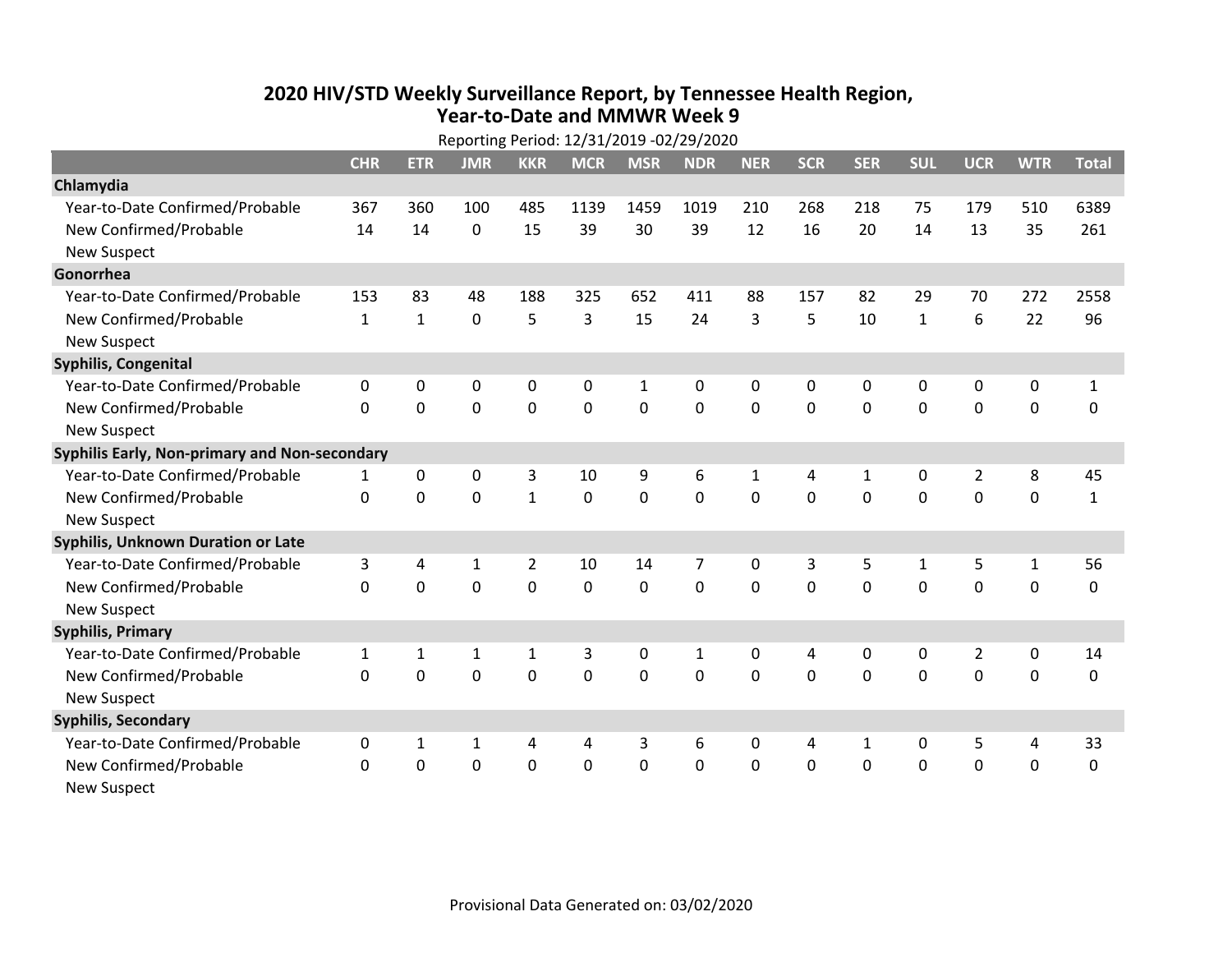# 2020 HIV/STD Weekly Surveillance Report, by Tennessee Health Region, Year-to-Date and MMWR Week 9

Reporting Period: 12/31/2019 -02/29/2020

| | CHR | ETR | JMR | KKR | MCR | MSR | NDR | NER | SCR | SER | SUL | UCR | WTR | Total |
|---|---|---|---|---|---|---|---|---|---|---|---|---|---|---|
| **Chlamydia** | | | | | | | | | | | | | | |
| Year-to-Date Confirmed/Probable | 367 | 360 | 100 | 485 | 1139 | 1459 | 1019 | 210 | 268 | 218 | 75 | 179 | 510 | 6389 |
| New Confirmed/Probable | 14 | 14 | 0 | 15 | 39 | 30 | 39 | 12 | 16 | 20 | 14 | 13 | 35 | 261 |
| New Suspect | | | | | | | | | | | | | | |
| **Gonorrhea** | | | | | | | | | | | | | | |
| Year-to-Date Confirmed/Probable | 153 | 83 | 48 | 188 | 325 | 652 | 411 | 88 | 157 | 82 | 29 | 70 | 272 | 2558 |
| New Confirmed/Probable | 1 | 1 | 0 | 5 | 3 | 15 | 24 | 3 | 5 | 10 | 1 | 6 | 22 | 96 |
| New Suspect | | | | | | | | | | | | | | |
| **Syphilis, Congenital** | | | | | | | | | | | | | | |
| Year-to-Date Confirmed/Probable | 0 | 0 | 0 | 0 | 0 | 1 | 0 | 0 | 0 | 0 | 0 | 0 | 0 | 1 |
| New Confirmed/Probable | 0 | 0 | 0 | 0 | 0 | 0 | 0 | 0 | 0 | 0 | 0 | 0 | 0 | 0 |
| New Suspect | | | | | | | | | | | | | | |
| **Syphilis Early, Non-primary and Non-secondary** | | | | | | | | | | | | | | |
| Year-to-Date Confirmed/Probable | 1 | 0 | 0 | 3 | 10 | 9 | 6 | 1 | 4 | 1 | 0 | 2 | 8 | 45 |
| New Confirmed/Probable | 0 | 0 | 0 | 1 | 0 | 0 | 0 | 0 | 0 | 0 | 0 | 0 | 0 | 1 |
| New Suspect | | | | | | | | | | | | | | |
| **Syphilis, Unknown Duration or Late** | | | | | | | | | | | | | | |
| Year-to-Date Confirmed/Probable | 3 | 4 | 1 | 2 | 10 | 14 | 7 | 0 | 3 | 5 | 1 | 5 | 1 | 56 |
| New Confirmed/Probable | 0 | 0 | 0 | 0 | 0 | 0 | 0 | 0 | 0 | 0 | 0 | 0 | 0 | 0 |
| New Suspect | | | | | | | | | | | | | | |
| **Syphilis, Primary** | | | | | | | | | | | | | | |
| Year-to-Date Confirmed/Probable | 1 | 1 | 1 | 1 | 3 | 0 | 1 | 0 | 4 | 0 | 0 | 2 | 0 | 14 |
| New Confirmed/Probable | 0 | 0 | 0 | 0 | 0 | 0 | 0 | 0 | 0 | 0 | 0 | 0 | 0 | 0 |
| New Suspect | | | | | | | | | | | | | | |
| **Syphilis, Secondary** | | | | | | | | | | | | | | |
| Year-to-Date Confirmed/Probable | 0 | 1 | 1 | 4 | 4 | 3 | 6 | 0 | 4 | 1 | 0 | 5 | 4 | 33 |
| New Confirmed/Probable | 0 | 0 | 0 | 0 | 0 | 0 | 0 | 0 | 0 | 0 | 0 | 0 | 0 | 0 |
| New Suspect | | | | | | | | | | | | | | |

Provisional Data Generated on: 03/02/2020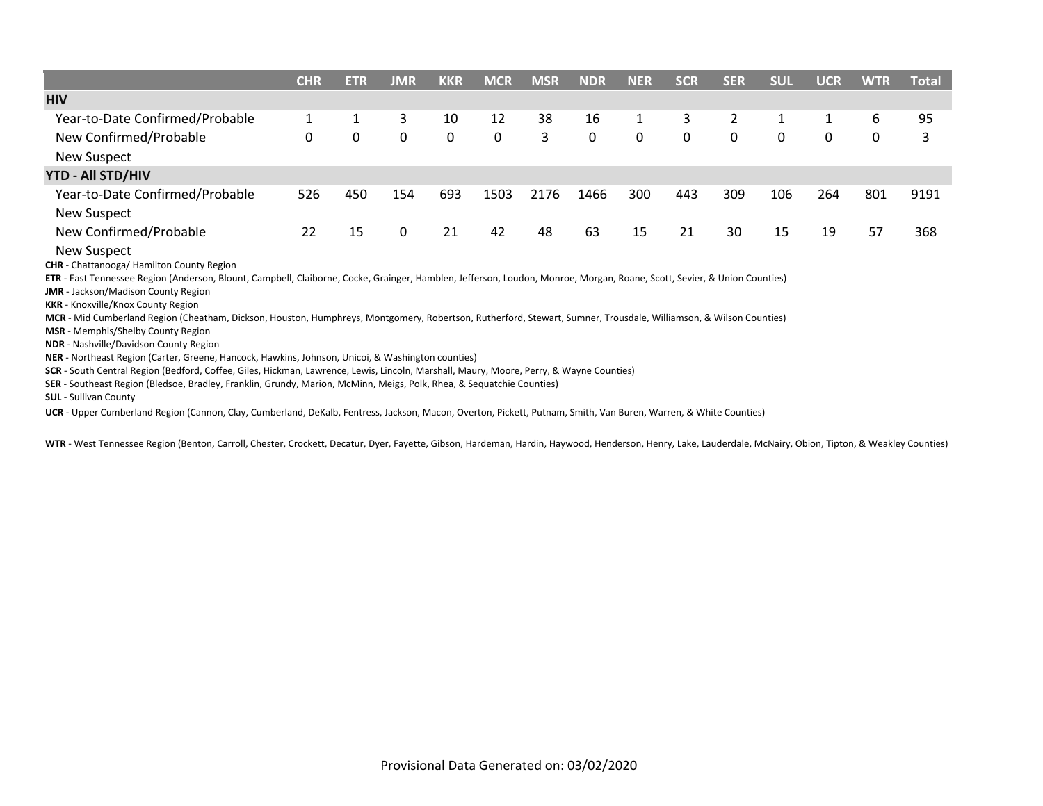| | CHR | ETR | JMR | KKR | MCR | MSR | NDR | NER | SCR | SER | SUL | UCR | WTR | Total |
|---|---|---|---|---|---|---|---|---|---|---|---|---|---|---|
| **HIV** | | | | | | | | | | | | | | |
| Year-to-Date Confirmed/Probable | 1 | 1 | 3 | 10 | 12 | 38 | 16 | 1 | 3 | 2 | 1 | 1 | 6 | 95 |
| New Confirmed/Probable | 0 | 0 | 0 | 0 | 0 | 3 | 0 | 0 | 0 | 0 | 0 | 0 | 0 | 3 |
| New Suspect | | | | | | | | | | | | | | |
| **YTD - All STD/HIV** | | | | | | | | | | | | | | |
| Year-to-Date Confirmed/Probable | 526 | 450 | 154 | 693 | 1503 | 2176 | 1466 | 300 | 443 | 309 | 106 | 264 | 801 | 9191 |
| New Suspect | | | | | | | | | | | | | | |
| New Confirmed/Probable | 22 | 15 | 0 | 21 | 42 | 48 | 63 | 15 | 21 | 30 | 15 | 19 | 57 | 368 |
| New Suspect | | | | | | | | | | | | | | |

**CHR** - Chattanooga/ Hamilton County Region

**ETR** - East Tennessee Region (Anderson, Blount, Campbell, Claiborne, Cocke, Grainger, Hamblen, Jefferson, Loudon, Monroe, Morgan, Roane, Scott, Sevier, & Union Counties)

**JMR** - Jackson/Madison County Region

**KKR** - Knoxville/Knox County Region

**MCR** - Mid Cumberland Region (Cheatham, Dickson, Houston, Humphreys, Montgomery, Robertson, Rutherford, Stewart, Sumner, Trousdale, Williamson, & Wilson Counties)

**MSR** - Memphis/Shelby County Region

**NDR** - Nashville/Davidson County Region

**NER** - Northeast Region (Carter, Greene, Hancock, Hawkins, Johnson, Unicoi, & Washington counties)

**SCR** - South Central Region (Bedford, Coffee, Giles, Hickman, Lawrence, Lewis, Lincoln, Marshall, Maury, Moore, Perry, & Wayne Counties)

**SER** - Southeast Region (Bledsoe, Bradley, Franklin, Grundy, Marion, McMinn, Meigs, Polk, Rhea, & Sequatchie Counties)

**SUL** - Sullivan County

**UCR** - Upper Cumberland Region (Cannon, Clay, Cumberland, DeKalb, Fentress, Jackson, Macon, Overton, Pickett, Putnam, Smith, Van Buren, Warren, & White Counties)

**WTR** - West Tennessee Region (Benton, Carroll, Chester, Crockett, Decatur, Dyer, Fayette, Gibson, Hardeman, Hardin, Haywood, Henderson, Henry, Lake, Lauderdale, McNairy, Obion, Tipton, & Weakley Counties)

Provisional Data Generated on: 03/02/2020